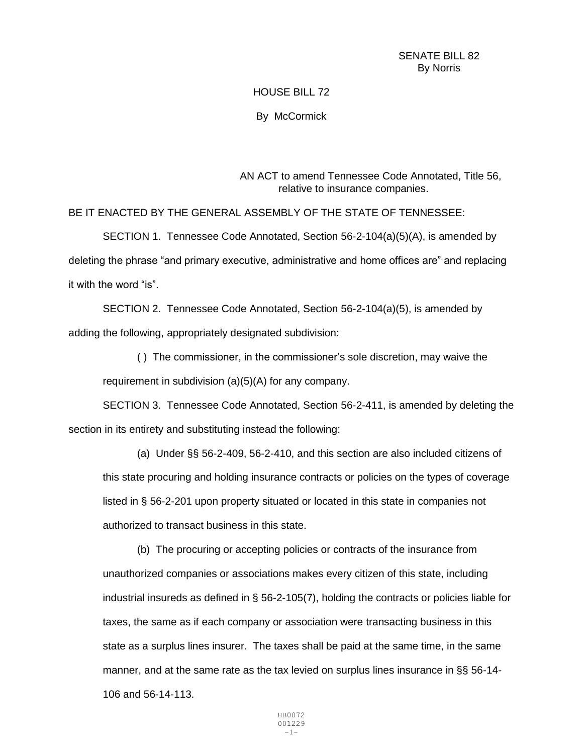SENATE BILL 82
By Norris

HOUSE BILL 72

By McCormick

AN ACT to amend Tennessee Code Annotated, Title 56, relative to insurance companies.

BE IT ENACTED BY THE GENERAL ASSEMBLY OF THE STATE OF TENNESSEE:

SECTION 1. Tennessee Code Annotated, Section 56-2-104(a)(5)(A), is amended by deleting the phrase "and primary executive, administrative and home offices are" and replacing it with the word "is".

SECTION 2. Tennessee Code Annotated, Section 56-2-104(a)(5), is amended by adding the following, appropriately designated subdivision:

> ( ) The commissioner, in the commissioner's sole discretion, may waive the requirement in subdivision (a)(5)(A) for any company.

SECTION 3. Tennessee Code Annotated, Section 56-2-411, is amended by deleting the section in its entirety and substituting instead the following:

> (a) Under §§ 56-2-409, 56-2-410, and this section are also included citizens of this state procuring and holding insurance contracts or policies on the types of coverage listed in § 56-2-201 upon property situated or located in this state in companies not authorized to transact business in this state.
>
> (b) The procuring or accepting policies or contracts of the insurance from unauthorized companies or associations makes every citizen of this state, including industrial insureds as defined in § 56-2-105(7), holding the contracts or policies liable for taxes, the same as if each company or association were transacting business in this state as a surplus lines insurer. The taxes shall be paid at the same time, in the same manner, and at the same rate as the tax levied on surplus lines insurance in §§ 56-14-106 and 56-14-113.

HB0072
001229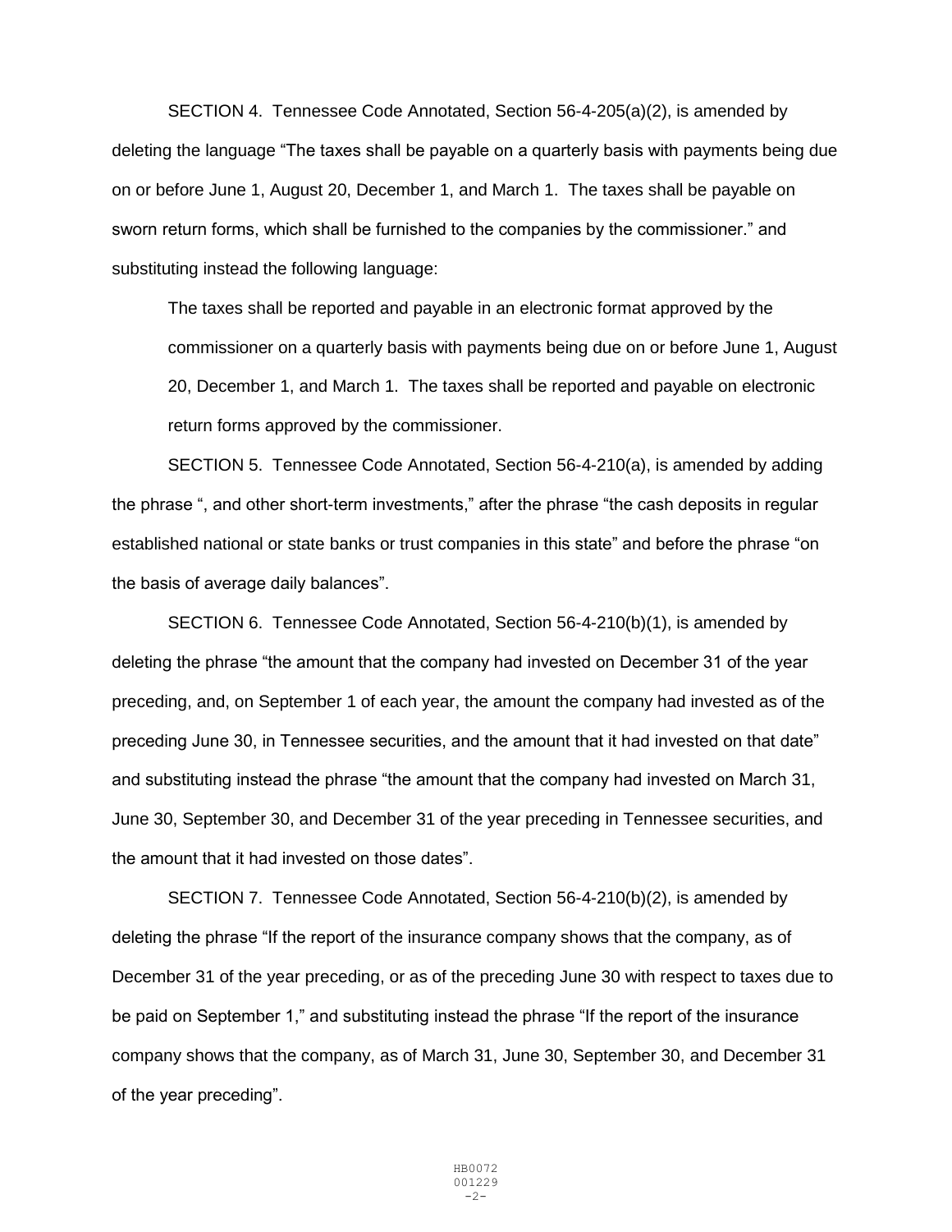SECTION 4. Tennessee Code Annotated, Section 56-4-205(a)(2), is amended by deleting the language "The taxes shall be payable on a quarterly basis with payments being due on or before June 1, August 20, December 1, and March 1. The taxes shall be payable on sworn return forms, which shall be furnished to the companies by the commissioner." and substituting instead the following language:

> The taxes shall be reported and payable in an electronic format approved by the commissioner on a quarterly basis with payments being due on or before June 1, August 20, December 1, and March 1. The taxes shall be reported and payable on electronic return forms approved by the commissioner.

SECTION 5. Tennessee Code Annotated, Section 56-4-210(a), is amended by adding the phrase ", and other short-term investments," after the phrase "the cash deposits in regular established national or state banks or trust companies in this state" and before the phrase "on the basis of average daily balances".

SECTION 6. Tennessee Code Annotated, Section 56-4-210(b)(1), is amended by deleting the phrase "the amount that the company had invested on December 31 of the year preceding, and, on September 1 of each year, the amount the company had invested as of the preceding June 30, in Tennessee securities, and the amount that it had invested on that date" and substituting instead the phrase "the amount that the company had invested on March 31, June 30, September 30, and December 31 of the year preceding in Tennessee securities, and the amount that it had invested on those dates".

SECTION 7. Tennessee Code Annotated, Section 56-4-210(b)(2), is amended by deleting the phrase "If the report of the insurance company shows that the company, as of December 31 of the year preceding, or as of the preceding June 30 with respect to taxes due to be paid on September 1," and substituting instead the phrase "If the report of the insurance company shows that the company, as of March 31, June 30, September 30, and December 31 of the year preceding".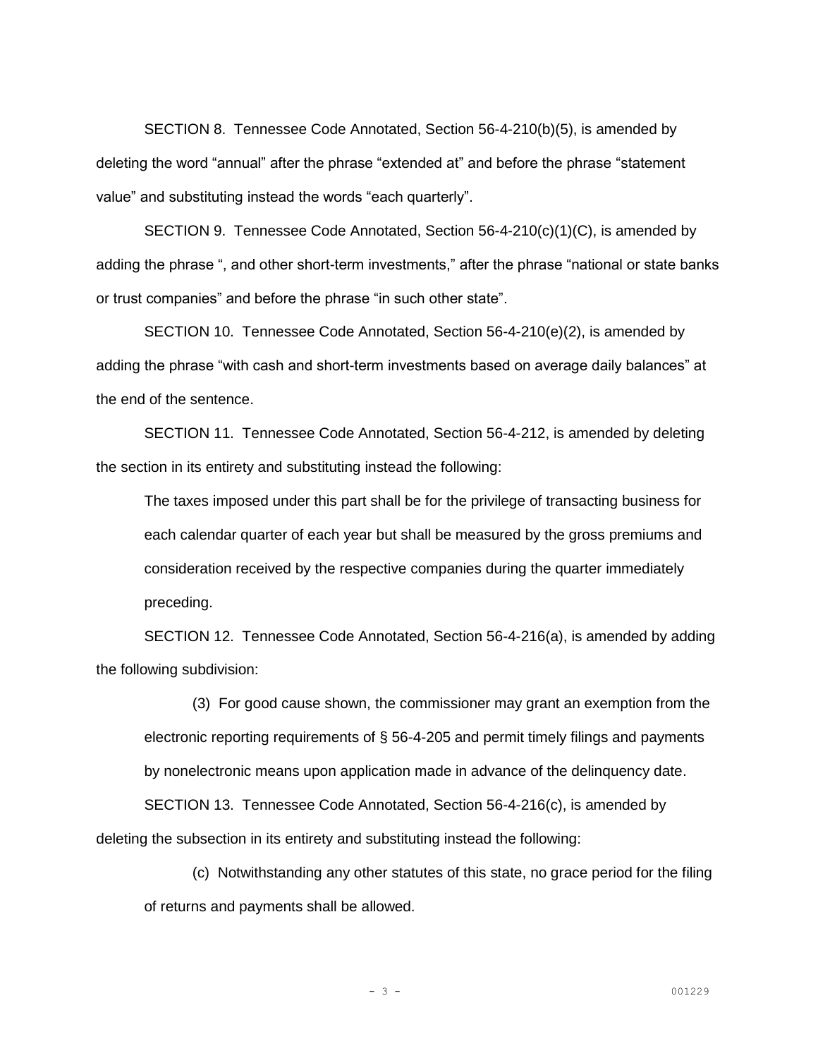SECTION 8. Tennessee Code Annotated, Section 56-4-210(b)(5), is amended by deleting the word “annual” after the phrase “extended at” and before the phrase “statement value” and substituting instead the words “each quarterly”.

SECTION 9. Tennessee Code Annotated, Section 56-4-210(c)(1)(C), is amended by adding the phrase “, and other short-term investments,” after the phrase “national or state banks or trust companies” and before the phrase “in such other state”.

SECTION 10. Tennessee Code Annotated, Section 56-4-210(e)(2), is amended by adding the phrase “with cash and short-term investments based on average daily balances” at the end of the sentence.

SECTION 11. Tennessee Code Annotated, Section 56-4-212, is amended by deleting the section in its entirety and substituting instead the following:

> The taxes imposed under this part shall be for the privilege of transacting business for each calendar quarter of each year but shall be measured by the gross premiums and consideration received by the respective companies during the quarter immediately preceding.

SECTION 12. Tennessee Code Annotated, Section 56-4-216(a), is amended by adding the following subdivision:

> (3) For good cause shown, the commissioner may grant an exemption from the electronic reporting requirements of § 56-4-205 and permit timely filings and payments by nonelectronic means upon application made in advance of the delinquency date.

SECTION 13. Tennessee Code Annotated, Section 56-4-216(c), is amended by deleting the subsection in its entirety and substituting instead the following:

> (c) Notwithstanding any other statutes of this state, no grace period for the filing of returns and payments shall be allowed.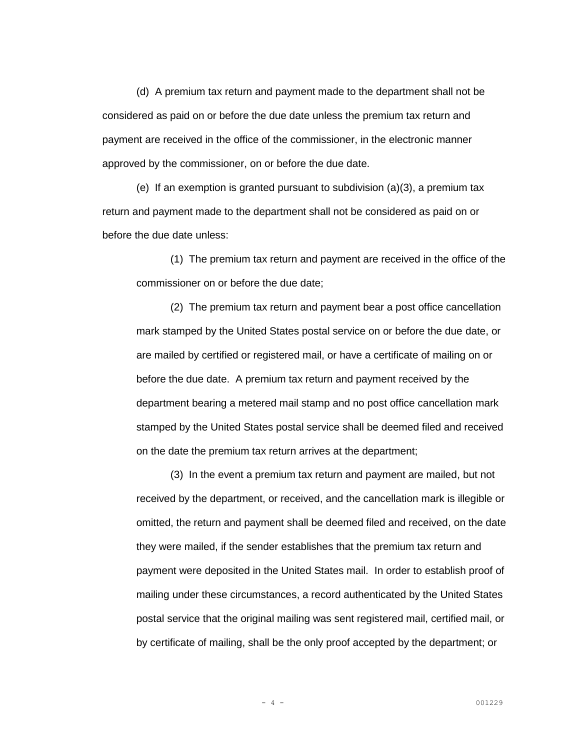(d) A premium tax return and payment made to the department shall not be considered as paid on or before the due date unless the premium tax return and payment are received in the office of the commissioner, in the electronic manner approved by the commissioner, on or before the due date.

(e) If an exemption is granted pursuant to subdivision (a)(3), a premium tax return and payment made to the department shall not be considered as paid on or before the due date unless:

> (1) The premium tax return and payment are received in the office of the commissioner on or before the due date;
>
> (2) The premium tax return and payment bear a post office cancellation mark stamped by the United States postal service on or before the due date, or are mailed by certified or registered mail, or have a certificate of mailing on or before the due date. A premium tax return and payment received by the department bearing a metered mail stamp and no post office cancellation mark stamped by the United States postal service shall be deemed filed and received on the date the premium tax return arrives at the department;
>
> (3) In the event a premium tax return and payment are mailed, but not received by the department, or received, and the cancellation mark is illegible or omitted, the return and payment shall be deemed filed and received, on the date they were mailed, if the sender establishes that the premium tax return and payment were deposited in the United States mail. In order to establish proof of mailing under these circumstances, a record authenticated by the United States postal service that the original mailing was sent registered mail, certified mail, or by certificate of mailing, shall be the only proof accepted by the department; or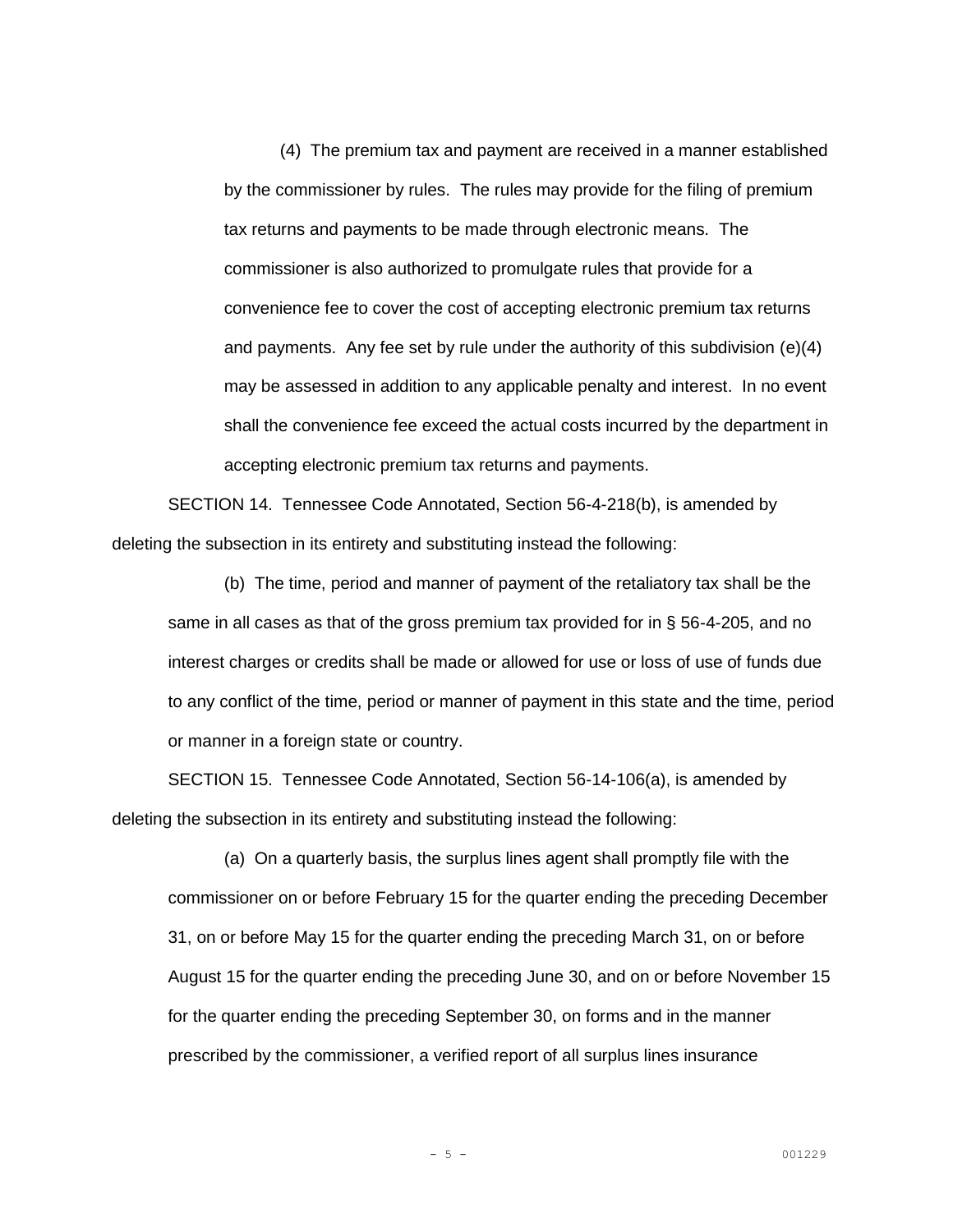(4) The premium tax and payment are received in a manner established by the commissioner by rules. The rules may provide for the filing of premium tax returns and payments to be made through electronic means. The commissioner is also authorized to promulgate rules that provide for a convenience fee to cover the cost of accepting electronic premium tax returns and payments. Any fee set by rule under the authority of this subdivision (e)(4) may be assessed in addition to any applicable penalty and interest. In no event shall the convenience fee exceed the actual costs incurred by the department in accepting electronic premium tax returns and payments.

SECTION 14. Tennessee Code Annotated, Section 56-4-218(b), is amended by deleting the subsection in its entirety and substituting instead the following:

(b) The time, period and manner of payment of the retaliatory tax shall be the same in all cases as that of the gross premium tax provided for in § 56-4-205, and no interest charges or credits shall be made or allowed for use or loss of use of funds due to any conflict of the time, period or manner of payment in this state and the time, period or manner in a foreign state or country.

SECTION 15. Tennessee Code Annotated, Section 56-14-106(a), is amended by deleting the subsection in its entirety and substituting instead the following:

(a) On a quarterly basis, the surplus lines agent shall promptly file with the commissioner on or before February 15 for the quarter ending the preceding December 31, on or before May 15 for the quarter ending the preceding March 31, on or before August 15 for the quarter ending the preceding June 30, and on or before November 15 for the quarter ending the preceding September 30, on forms and in the manner prescribed by the commissioner, a verified report of all surplus lines insurance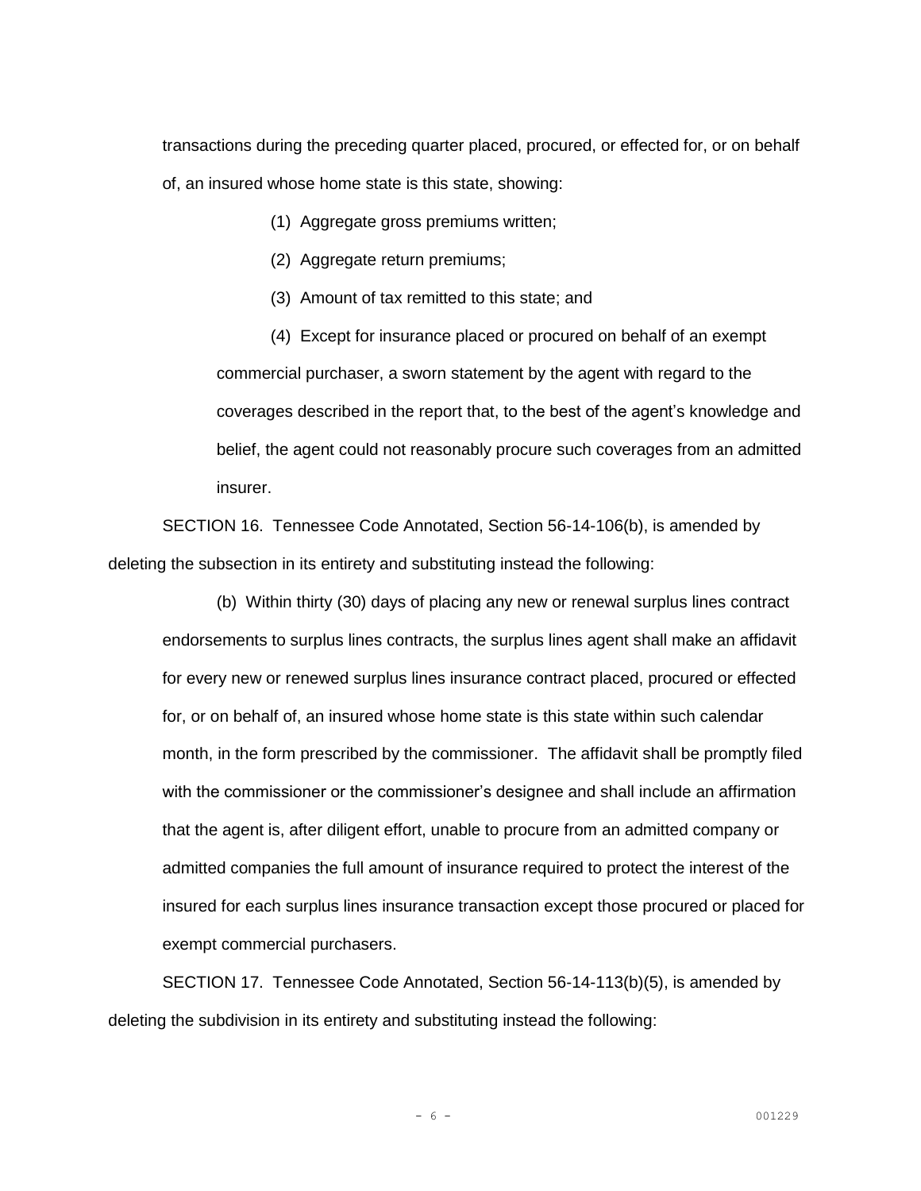transactions during the preceding quarter placed, procured, or effected for, or on behalf of, an insured whose home state is this state, showing:

(1) Aggregate gross premiums written;

(2) Aggregate return premiums;

(3) Amount of tax remitted to this state; and

(4) Except for insurance placed or procured on behalf of an exempt commercial purchaser, a sworn statement by the agent with regard to the coverages described in the report that, to the best of the agent's knowledge and belief, the agent could not reasonably procure such coverages from an admitted insurer.

SECTION 16. Tennessee Code Annotated, Section 56-14-106(b), is amended by deleting the subsection in its entirety and substituting instead the following:

(b) Within thirty (30) days of placing any new or renewal surplus lines contract endorsements to surplus lines contracts, the surplus lines agent shall make an affidavit for every new or renewed surplus lines insurance contract placed, procured or effected for, or on behalf of, an insured whose home state is this state within such calendar month, in the form prescribed by the commissioner. The affidavit shall be promptly filed with the commissioner or the commissioner's designee and shall include an affirmation that the agent is, after diligent effort, unable to procure from an admitted company or admitted companies the full amount of insurance required to protect the interest of the insured for each surplus lines insurance transaction except those procured or placed for exempt commercial purchasers.

SECTION 17. Tennessee Code Annotated, Section 56-14-113(b)(5), is amended by deleting the subdivision in its entirety and substituting instead the following: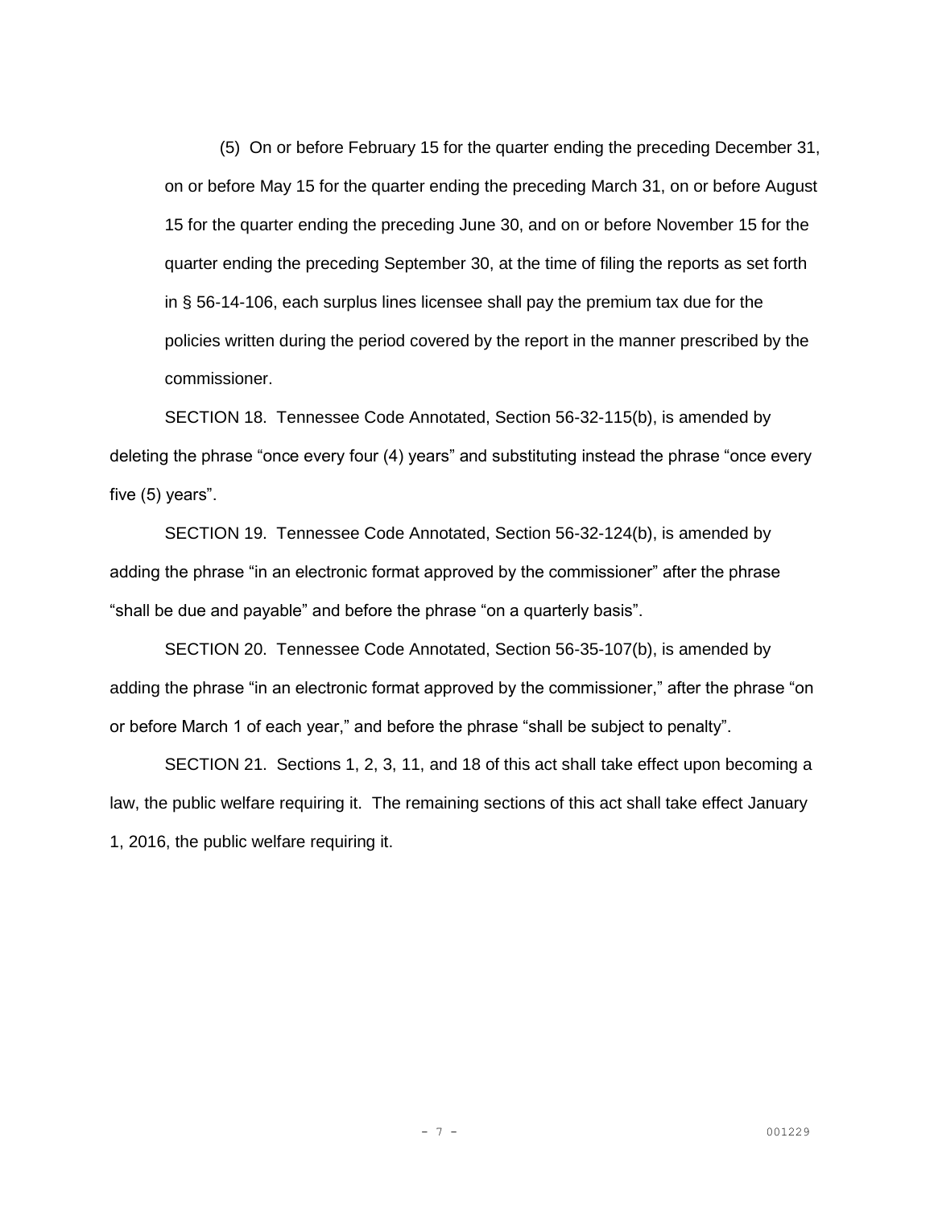(5) On or before February 15 for the quarter ending the preceding December 31, on or before May 15 for the quarter ending the preceding March 31, on or before August 15 for the quarter ending the preceding June 30, and on or before November 15 for the quarter ending the preceding September 30, at the time of filing the reports as set forth in § 56-14-106, each surplus lines licensee shall pay the premium tax due for the policies written during the period covered by the report in the manner prescribed by the commissioner.

SECTION 18. Tennessee Code Annotated, Section 56-32-115(b), is amended by deleting the phrase "once every four (4) years" and substituting instead the phrase "once every five (5) years".

SECTION 19. Tennessee Code Annotated, Section 56-32-124(b), is amended by adding the phrase "in an electronic format approved by the commissioner" after the phrase "shall be due and payable" and before the phrase "on a quarterly basis".

SECTION 20. Tennessee Code Annotated, Section 56-35-107(b), is amended by adding the phrase "in an electronic format approved by the commissioner," after the phrase "on or before March 1 of each year," and before the phrase "shall be subject to penalty".

SECTION 21. Sections 1, 2, 3, 11, and 18 of this act shall take effect upon becoming a law, the public welfare requiring it. The remaining sections of this act shall take effect January 1, 2016, the public welfare requiring it.

001229